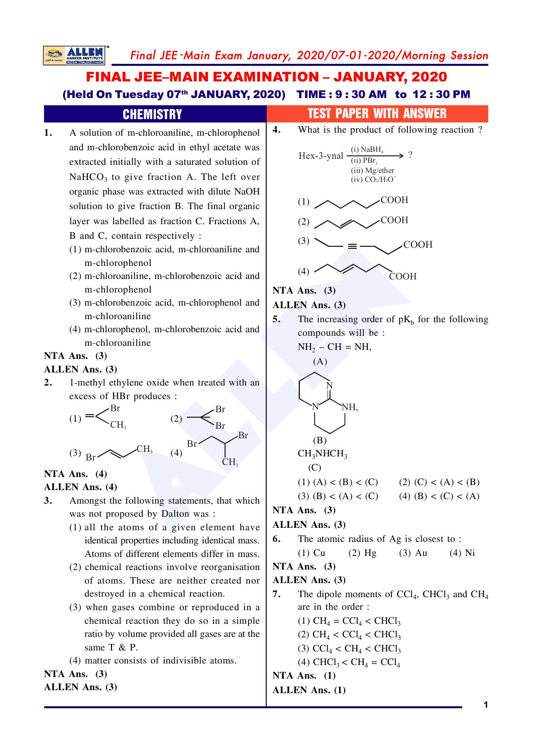# FINAL JEE–MAIN EXAMINATION – JANUARY, 2020

**(Held On Tuesday 07th JANUARY, 2020) TIME : 9 : 30 AM to 12 : 30 PM**

## CHEMISTRY — TEST PAPER WITH ANSWER

**1.** A solution of m-chloroaniline, m-chlorophenol and m-chlorobenzoic acid in ethyl acetate was extracted initially with a saturated solution of $NaHCO_3$ to give fraction A. The left over organic phase was extracted with dilute NaOH solution to give fraction B. The final organic layer was labelled as fraction C. Fractions A, B and C, contain respectively :

(1) m-chlorobenzoic acid, m-chloroaniline and m-chlorophenol

(2) m-chloroaniline, m-chlorobenzoic acid and m-chlorophenol

(3) m-chlorobenzoic acid, m-chlorophenol and m-chloroaniline

(4) m-chlorophenol, m-chlorobenzoic acid and m-chloroaniline

**NTA Ans. (3)**

**ALLEN Ans. (3)**

**2.** 1-methyl ethylene oxide when treated with an excess of HBr produces :

(1) [Structure: $=\!\!<$ with Br and $CH_3$]

(2) [Structure: gem-dibromide with two Br]

(3) [Structure: Br–CH₂–CH=CH–$CH_3$]

(4) [Structure: Br–CH₂–CH(Br)–$CH_3$]

**NTA Ans. (4)**

**ALLEN Ans. (4)**

**3.** Amongst the following statements, that which was not proposed by Dalton was :

(1) all the atoms of a given element have identical properties including identical mass. Atoms of different elements differ in mass.

(2) chemical reactions involve reorganisation of atoms. These are neither created nor destroyed in a chemical reaction.

(3) when gases combine or reproduced in a chemical reaction they do so in a simple ratio by volume provided all gases are at the same T & P.

(4) matter consists of indivisible atoms.

**NTA Ans. (3)**

**ALLEN Ans. (3)**

**4.** What is the product of following reaction ?

$$\text{Hex-3-ynal} \xrightarrow[\text{(ii) } PBr_3 \text{, (iii) Mg/ether, (iv) } CO_2/H_3O^+]{\text{(i) } NaBH_4} ?$$

(1) [Structure: saturated chain –COOH]

(2) [Structure: chain with double bond –COOH]

(3) [Structure: chain with triple bond –COOH]

(4) [Structure: chain with double bond, COOH]

**NTA Ans. (3)**

**ALLEN Ans. (3)**

**5.** The increasing order of $pK_b$ for the following compounds will be :

$NH_2 - CH = NH,$
(A)

[Structure: bicyclic guanidine with N, N and $NH$]
(B)

$CH_3NHCH_3$
(C)

(1) (A) < (B) < (C)  (2) (C) < (A) < (B)

(3) (B) < (A) < (C)  (4) (B) < (C) < (A)

**NTA Ans. (3)**

**ALLEN Ans. (3)**

**6.** The atomic radius of Ag is closest to :

(1) Cu  (2) Hg  (3) Au  (4) Ni

**NTA Ans. (3)**

**ALLEN Ans. (3)**

**7.** The dipole moments of $CCl_4$, $CHCl_3$ and $CH_4$ are in the order :

(1) $CH_4 = CCl_4 < CHCl_3$

(2) $CH_4 < CCl_4 < CHCl_3$

(3) $CCl_4 < CH_4 < CHCl_3$

(4) $CHCl_3 < CH_4 = CCl_4$

**NTA Ans. (1)**

**ALLEN Ans. (1)**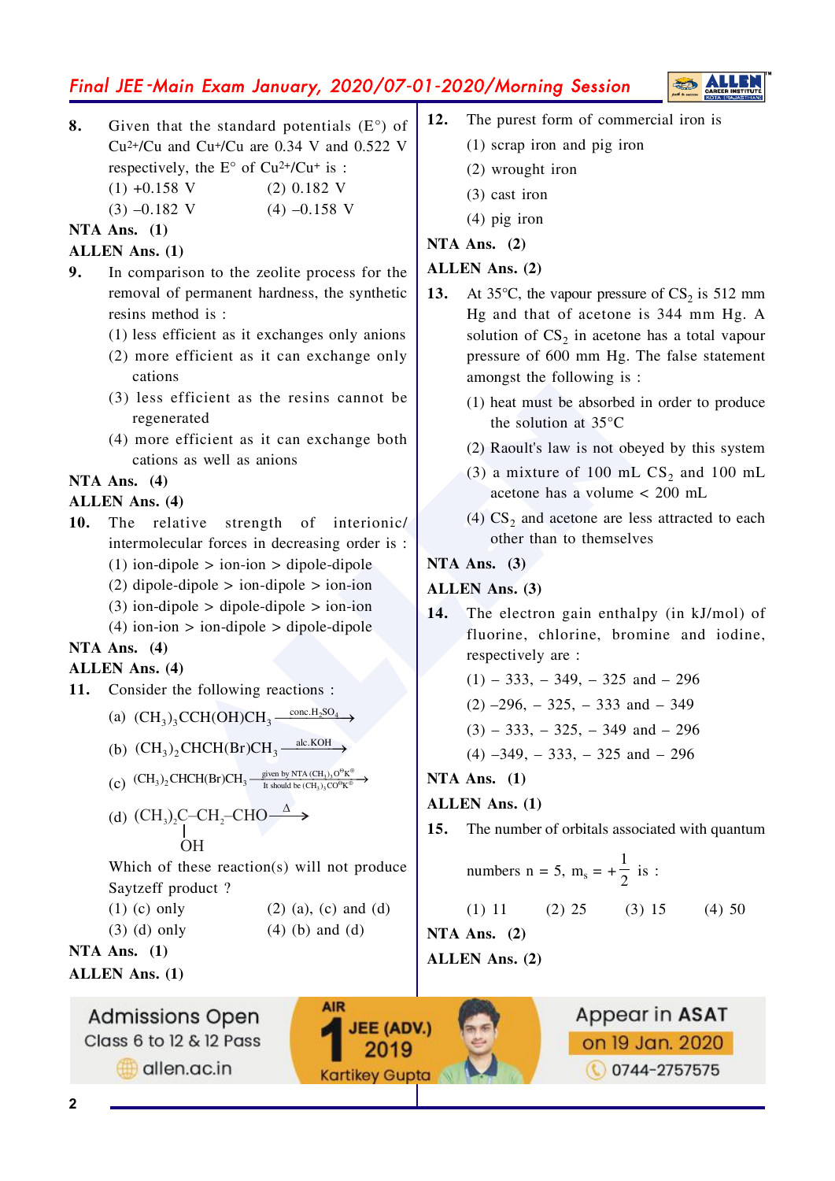**8.** Given that the standard potentials (E°) of $Cu^{2+}/Cu$ and $Cu^{+}/Cu$ are 0.34 V and 0.522 V respectively, the E° of $Cu^{2+}/Cu^{+}$ is :

(1) +0.158 V (2) 0.182 V

(3) –0.182 V (4) –0.158 V

**NTA Ans. (1)**

**ALLEN Ans. (1)**

**9.** In comparison to the zeolite process for the removal of permanent hardness, the synthetic resins method is :

(1) less efficient as it exchanges only anions

(2) more efficient as it can exchange only cations

(3) less efficient as the resins cannot be regenerated

(4) more efficient as it can exchange both cations as well as anions

**NTA Ans. (4)**

**ALLEN Ans. (4)**

**10.** The relative strength of interionic/ intermolecular forces in decreasing order is :

(1) ion-dipole > ion-ion > dipole-dipole

(2) dipole-dipole > ion-dipole > ion-ion

(3) ion-dipole > dipole-dipole > ion-ion

(4) ion-ion > ion-dipole > dipole-dipole

**NTA Ans. (4)**

**ALLEN Ans. (4)**

**11.** Consider the following reactions :

(a) $(CH_3)_3CCH(OH)CH_3 \xrightarrow{\text{conc.}H_2SO_4}$

(b) $(CH_3)_2CHCH(Br)CH_3 \xrightarrow{\text{alc.KOH}}$

(c) $(CH_3)_2CHCH(Br)CH_3 \xrightarrow[\text{It should be } (CH_3)_3CO^{\ominus}K^{\oplus}]{\text{given by NTA } (CH_3)_3O^{\ominus}K^{\oplus}}$

(d) $(CH_3)_2C(OH)–CH_2–CHO \xrightarrow{\Delta}$

Which of these reaction(s) will not produce Saytzeff product ?

(1) (c) only (2) (a), (c) and (d)

(3) (d) only (4) (b) and (d)

**NTA Ans. (1)**

**ALLEN Ans. (1)**

**12.** The purest form of commercial iron is

(1) scrap iron and pig iron

(2) wrought iron

(3) cast iron

(4) pig iron

**NTA Ans. (2)**

**ALLEN Ans. (2)**

**13.** At 35°C, the vapour pressure of $CS_2$ is 512 mm Hg and that of acetone is 344 mm Hg. A solution of $CS_2$ in acetone has a total vapour pressure of 600 mm Hg. The false statement amongst the following is :

(1) heat must be absorbed in order to produce the solution at 35°C

(2) Raoult's law is not obeyed by this system

(3) a mixture of 100 mL $CS_2$ and 100 mL acetone has a volume < 200 mL

(4) $CS_2$ and acetone are less attracted to each other than to themselves

**NTA Ans. (3)**

**ALLEN Ans. (3)**

**14.** The electron gain enthalpy (in kJ/mol) of fluorine, chlorine, bromine and iodine, respectively are :

(1) – 333, – 349, – 325 and – 296

(2) –296, – 325, – 333 and – 349

(3) – 333, – 325, – 349 and – 296

(4) –349, – 333, – 325 and – 296

**NTA Ans. (1)**

**ALLEN Ans. (1)**

**15.** The number of orbitals associated with quantum numbers $n = 5$, $m_s = +\frac{1}{2}$ is :

(1) 11 (2) 25 (3) 15 (4) 50

**NTA Ans. (2)**

**ALLEN Ans. (2)**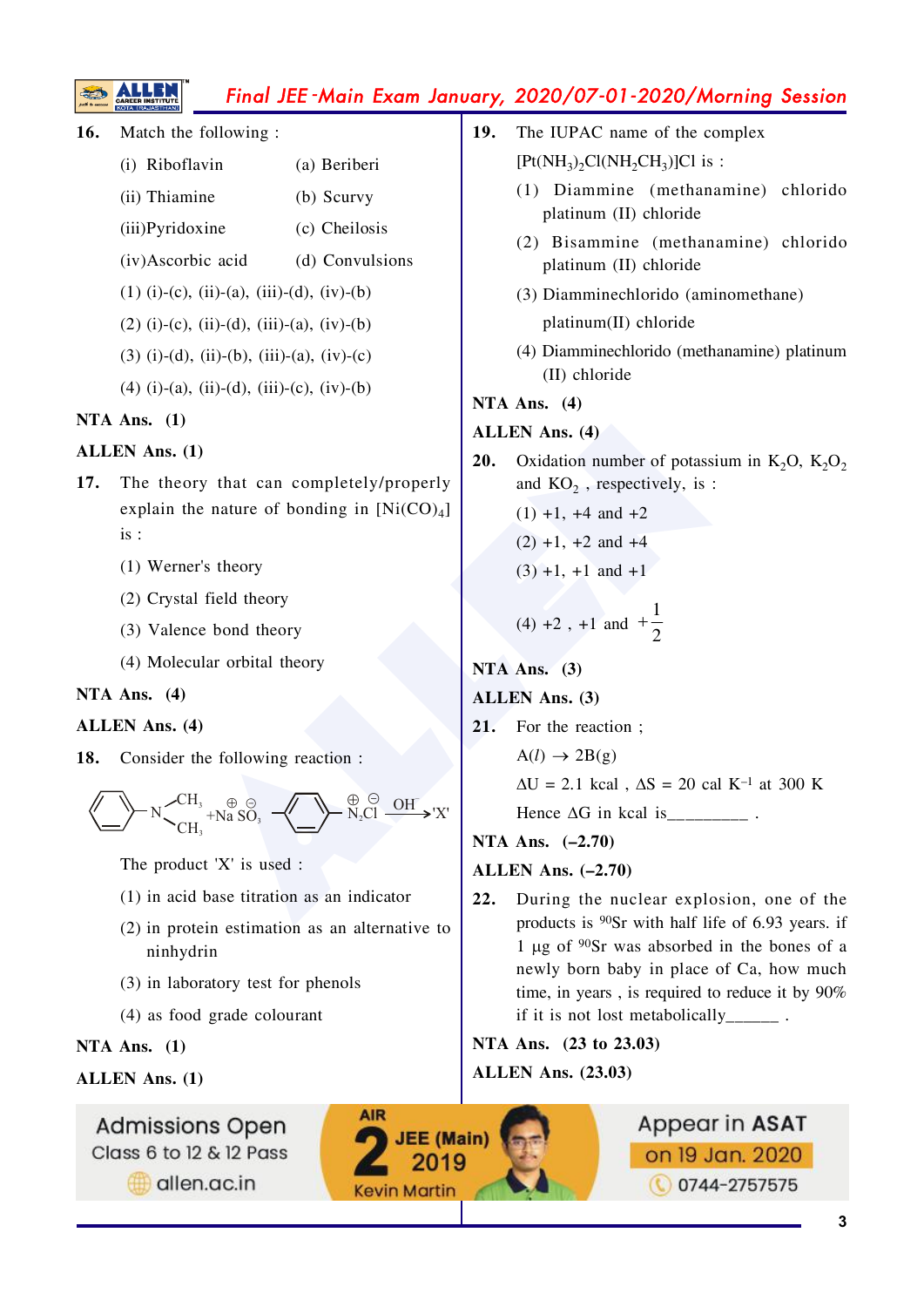**16.** Match the following :

| | |
|---|---|
| (i) Riboflavin | (a) Beriberi |
| (ii) Thiamine | (b) Scurvy |
| (iii) Pyridoxine | (c) Cheilosis |
| (iv) Ascorbic acid | (d) Convulsions |

(1) (i)-(c), (ii)-(a), (iii)-(d), (iv)-(b)

(2) (i)-(c), (ii)-(d), (iii)-(a), (iv)-(b)

(3) (i)-(d), (ii)-(b), (iii)-(a), (iv)-(c)

(4) (i)-(a), (ii)-(d), (iii)-(c), (iv)-(b)

**NTA Ans. (1)**

**ALLEN Ans. (1)**

**17.** The theory that can completely/properly explain the nature of bonding in $[Ni(CO)_4]$ is :

(1) Werner's theory

(2) Crystal field theory

(3) Valence bond theory

(4) Molecular orbital theory

**NTA Ans. (4)**

**ALLEN Ans. (4)**

**18.** Consider the following reaction :

$$C_6H_5-N(CH_3)_2 + \overset{\oplus}{Na}\overset{\ominus}{SO_3}-C_6H_4-\overset{\oplus}{N_2}\overset{\ominus}{Cl} \xrightarrow{OH^-} 'X'$$

The product 'X' is used :

(1) in acid base titration as an indicator

(2) in protein estimation as an alternative to ninhydrin

(3) in laboratory test for phenols

(4) as food grade colourant

**NTA Ans. (1)**

**ALLEN Ans. (1)**

**19.** The IUPAC name of the complex $[Pt(NH_3)_2Cl(NH_2CH_3)]Cl$ is :

(1) Diammine (methanamine) chlorido platinum (II) chloride

(2) Bisammine (methanamine) chlorido platinum (II) chloride

(3) Diamminechlorido (aminomethane) platinum(II) chloride

(4) Diamminechlorido (methanamine) platinum (II) chloride

**NTA Ans. (4)**

**ALLEN Ans. (4)**

**20.** Oxidation number of potassium in $K_2O$, $K_2O_2$ and $KO_2$ , respectively, is :

(1) +1, +4 and +2

(2) +1, +2 and +4

(3) +1, +1 and +1

(4) +2 , +1 and $+\frac{1}{2}$

**NTA Ans. (3)**

**ALLEN Ans. (3)**

**21.** For the reaction ;

$A(l) \rightarrow 2B(g)$

$\Delta U$ = 2.1 kcal , $\Delta S$ = 20 cal $K^{-1}$ at 300 K

Hence $\Delta G$ in kcal is_________ .

**NTA Ans. (–2.70)**

**ALLEN Ans. (–2.70)**

**22.** During the nuclear explosion, one of the products is $^{90}Sr$ with half life of 6.93 years. if 1 µg of $^{90}Sr$ was absorbed in the bones of a newly born baby in place of Ca, how much time, in years , is required to reduce it by 90% if it is not lost metabolically______ .

**NTA Ans. (23 to 23.03)**

**ALLEN Ans. (23.03)**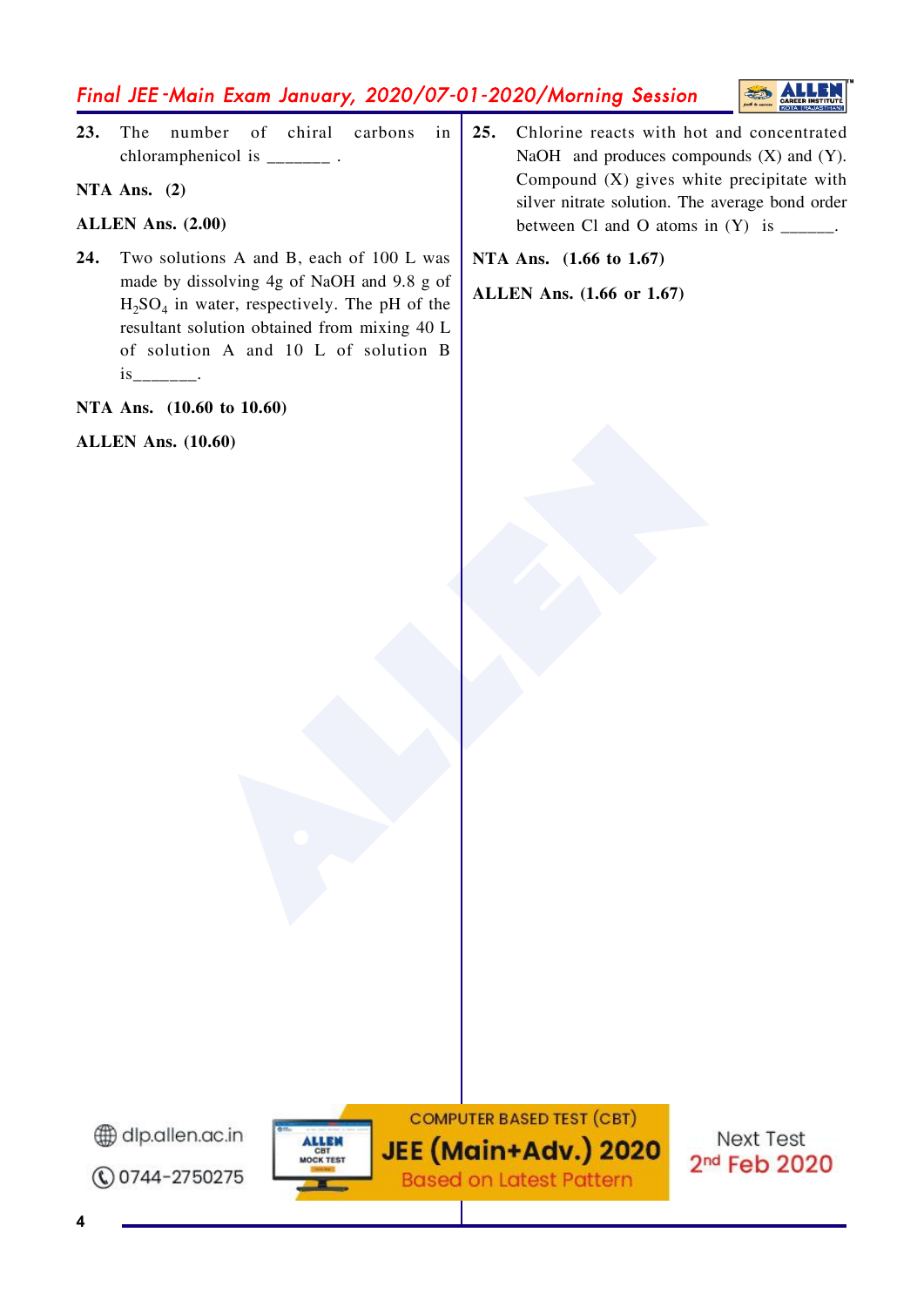**23.** The number of chiral carbons in chloramphenicol is _______ .

**NTA Ans. (2)**

**ALLEN Ans. (2.00)**

**24.** Two solutions A and B, each of 100 L was made by dissolving 4g of NaOH and 9.8 g of $H_2SO_4$ in water, respectively. The pH of the resultant solution obtained from mixing 40 L of solution A and 10 L of solution B is_______.

**NTA Ans. (10.60 to 10.60)**

**ALLEN Ans. (10.60)**

**25.** Chlorine reacts with hot and concentrated NaOH and produces compounds (X) and (Y). Compound (X) gives white precipitate with silver nitrate solution. The average bond order between Cl and O atoms in (Y) is ______.

**NTA Ans. (1.66 to 1.67)**

**ALLEN Ans. (1.66 or 1.67)**